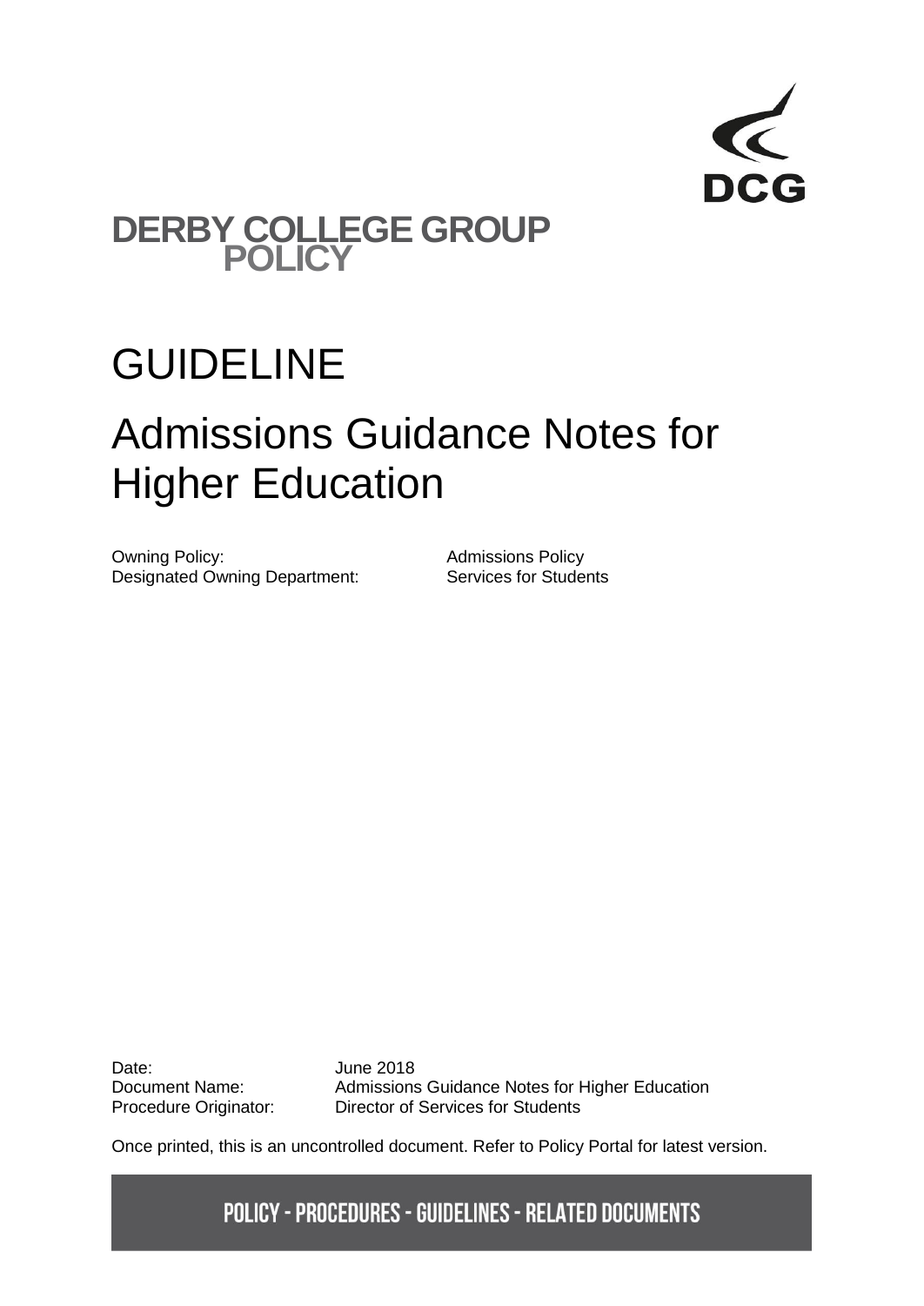DCG

**DERBY COLLEGE GROUP**
**POLICY**

# GUIDELINE

# Admissions Guidance Notes for Higher Education

Owning Policy: Admissions Policy
Designated Owning Department: Services for Students

Date: June 2018
Document Name: Admissions Guidance Notes for Higher Education
Procedure Originator: Director of Services for Students

Once printed, this is an uncontrolled document. Refer to Policy Portal for latest version.

**POLICY - PROCEDURES - GUIDELINES - RELATED DOCUMENTS**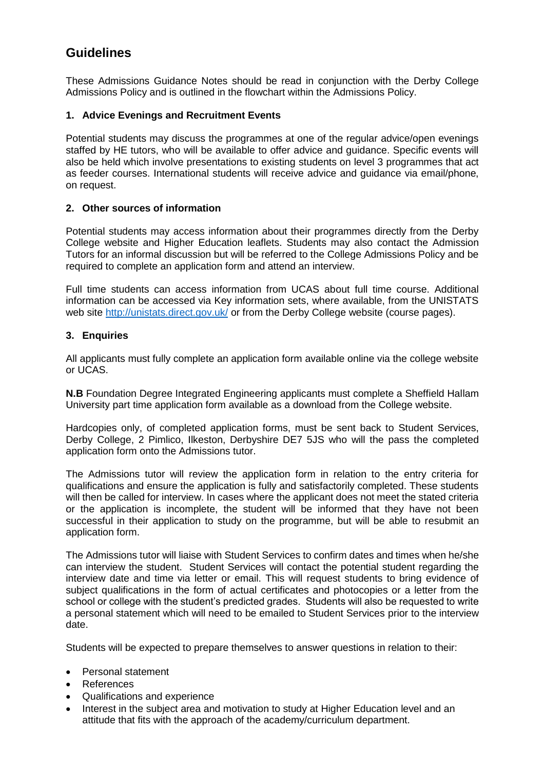## Guidelines

These Admissions Guidance Notes should be read in conjunction with the Derby College Admissions Policy and is outlined in the flowchart within the Admissions Policy.

### 1. Advice Evenings and Recruitment Events

Potential students may discuss the programmes at one of the regular advice/open evenings staffed by HE tutors, who will be available to offer advice and guidance. Specific events will also be held which involve presentations to existing students on level 3 programmes that act as feeder courses. International students will receive advice and guidance via email/phone, on request.

### 2. Other sources of information

Potential students may access information about their programmes directly from the Derby College website and Higher Education leaflets. Students may also contact the Admission Tutors for an informal discussion but will be referred to the College Admissions Policy and be required to complete an application form and attend an interview.

Full time students can access information from UCAS about full time course. Additional information can be accessed via Key information sets, where available, from the UNISTATS web site http://unistats.direct.gov.uk/ or from the Derby College website (course pages).

### 3. Enquiries

All applicants must fully complete an application form available online via the college website or UCAS.

**N.B** Foundation Degree Integrated Engineering applicants must complete a Sheffield Hallam University part time application form available as a download from the College website.

Hardcopies only, of completed application forms, must be sent back to Student Services, Derby College, 2 Pimlico, Ilkeston, Derbyshire DE7 5JS who will the pass the completed application form onto the Admissions tutor.

The Admissions tutor will review the application form in relation to the entry criteria for qualifications and ensure the application is fully and satisfactorily completed. These students will then be called for interview. In cases where the applicant does not meet the stated criteria or the application is incomplete, the student will be informed that they have not been successful in their application to study on the programme, but will be able to resubmit an application form.

The Admissions tutor will liaise with Student Services to confirm dates and times when he/she can interview the student. Student Services will contact the potential student regarding the interview date and time via letter or email. This will request students to bring evidence of subject qualifications in the form of actual certificates and photocopies or a letter from the school or college with the student's predicted grades. Students will also be requested to write a personal statement which will need to be emailed to Student Services prior to the interview date.

Students will be expected to prepare themselves to answer questions in relation to their:

- Personal statement
- References
- Qualifications and experience
- Interest in the subject area and motivation to study at Higher Education level and an attitude that fits with the approach of the academy/curriculum department.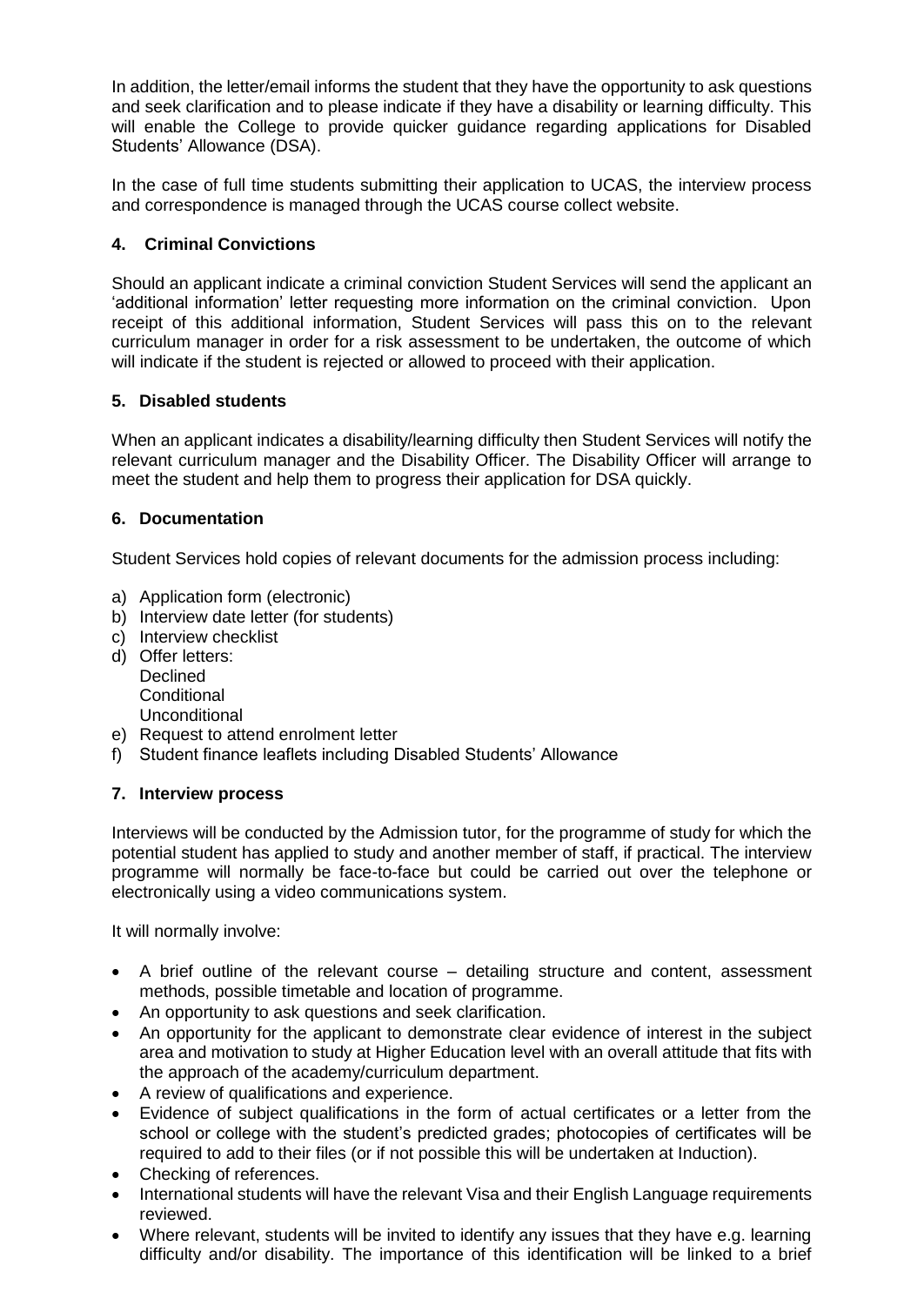In addition, the letter/email informs the student that they have the opportunity to ask questions and seek clarification and to please indicate if they have a disability or learning difficulty. This will enable the College to provide quicker guidance regarding applications for Disabled Students' Allowance (DSA).

In the case of full time students submitting their application to UCAS, the interview process and correspondence is managed through the UCAS course collect website.

## 4. Criminal Convictions

Should an applicant indicate a criminal conviction Student Services will send the applicant an 'additional information' letter requesting more information on the criminal conviction. Upon receipt of this additional information, Student Services will pass this on to the relevant curriculum manager in order for a risk assessment to be undertaken, the outcome of which will indicate if the student is rejected or allowed to proceed with their application.

## 5. Disabled students

When an applicant indicates a disability/learning difficulty then Student Services will notify the relevant curriculum manager and the Disability Officer. The Disability Officer will arrange to meet the student and help them to progress their application for DSA quickly.

## 6. Documentation

Student Services hold copies of relevant documents for the admission process including:

a) Application form (electronic)
b) Interview date letter (for students)
c) Interview checklist
d) Offer letters:
   Declined
   Conditional
   Unconditional
e) Request to attend enrolment letter
f) Student finance leaflets including Disabled Students' Allowance

## 7. Interview process

Interviews will be conducted by the Admission tutor, for the programme of study for which the potential student has applied to study and another member of staff, if practical. The interview programme will normally be face-to-face but could be carried out over the telephone or electronically using a video communications system.

It will normally involve:

- A brief outline of the relevant course – detailing structure and content, assessment methods, possible timetable and location of programme.
- An opportunity to ask questions and seek clarification.
- An opportunity for the applicant to demonstrate clear evidence of interest in the subject area and motivation to study at Higher Education level with an overall attitude that fits with the approach of the academy/curriculum department.
- A review of qualifications and experience.
- Evidence of subject qualifications in the form of actual certificates or a letter from the school or college with the student's predicted grades; photocopies of certificates will be required to add to their files (or if not possible this will be undertaken at Induction).
- Checking of references.
- International students will have the relevant Visa and their English Language requirements reviewed.
- Where relevant, students will be invited to identify any issues that they have e.g. learning difficulty and/or disability. The importance of this identification will be linked to a brief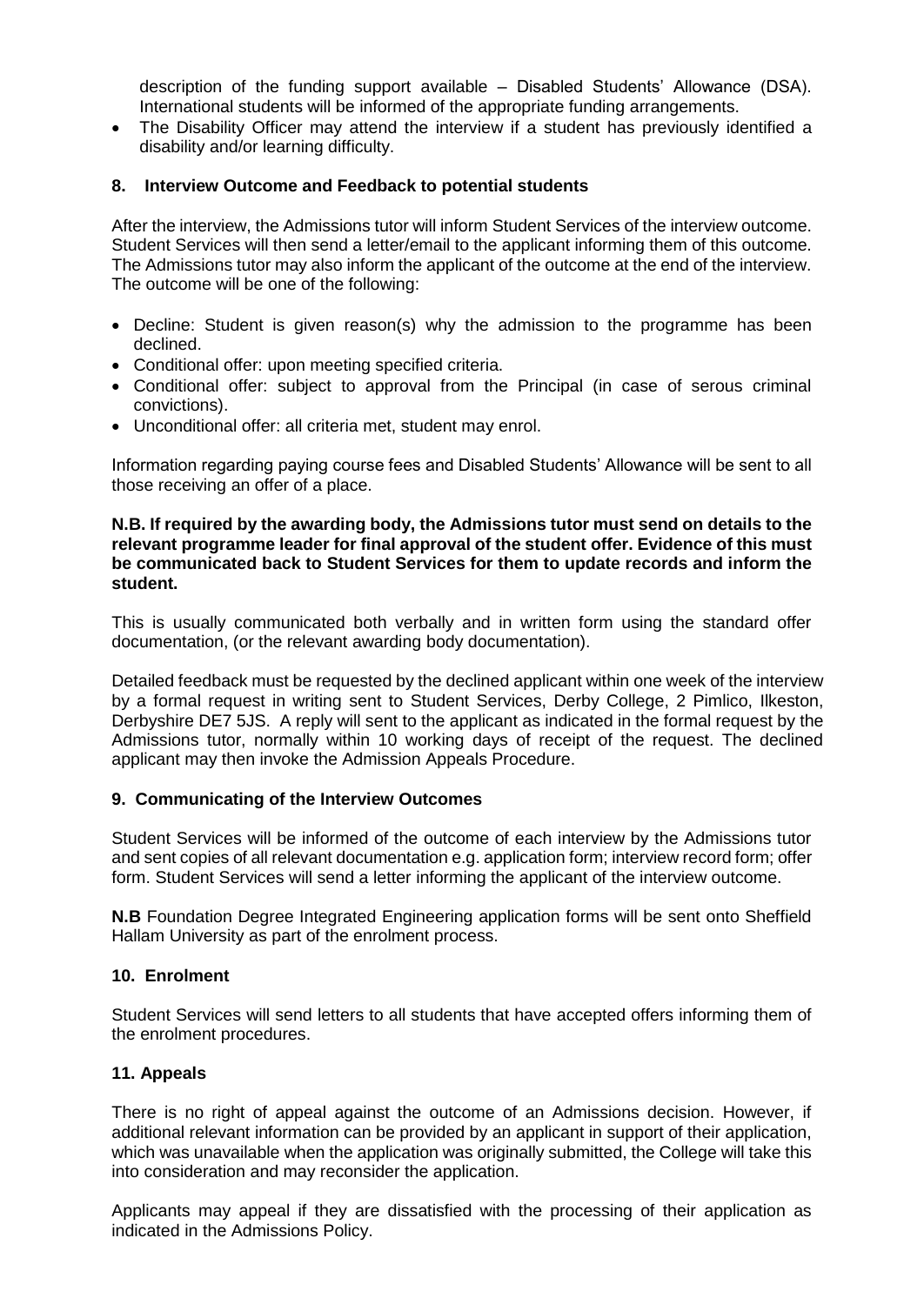description of the funding support available – Disabled Students' Allowance (DSA). International students will be informed of the appropriate funding arrangements.
- The Disability Officer may attend the interview if a student has previously identified a disability and/or learning difficulty.

## 8. Interview Outcome and Feedback to potential students

After the interview, the Admissions tutor will inform Student Services of the interview outcome. Student Services will then send a letter/email to the applicant informing them of this outcome. The Admissions tutor may also inform the applicant of the outcome at the end of the interview. The outcome will be one of the following:

- Decline: Student is given reason(s) why the admission to the programme has been declined.
- Conditional offer: upon meeting specified criteria.
- Conditional offer: subject to approval from the Principal (in case of serous criminal convictions).
- Unconditional offer: all criteria met, student may enrol.

Information regarding paying course fees and Disabled Students' Allowance will be sent to all those receiving an offer of a place.

**N.B. If required by the awarding body, the Admissions tutor must send on details to the relevant programme leader for final approval of the student offer. Evidence of this must be communicated back to Student Services for them to update records and inform the student.**

This is usually communicated both verbally and in written form using the standard offer documentation, (or the relevant awarding body documentation).

Detailed feedback must be requested by the declined applicant within one week of the interview by a formal request in writing sent to Student Services, Derby College, 2 Pimlico, Ilkeston, Derbyshire DE7 5JS. A reply will sent to the applicant as indicated in the formal request by the Admissions tutor, normally within 10 working days of receipt of the request. The declined applicant may then invoke the Admission Appeals Procedure.

## 9. Communicating of the Interview Outcomes

Student Services will be informed of the outcome of each interview by the Admissions tutor and sent copies of all relevant documentation e.g. application form; interview record form; offer form. Student Services will send a letter informing the applicant of the interview outcome.

**N.B** Foundation Degree Integrated Engineering application forms will be sent onto Sheffield Hallam University as part of the enrolment process.

## 10. Enrolment

Student Services will send letters to all students that have accepted offers informing them of the enrolment procedures.

## 11. Appeals

There is no right of appeal against the outcome of an Admissions decision. However, if additional relevant information can be provided by an applicant in support of their application, which was unavailable when the application was originally submitted, the College will take this into consideration and may reconsider the application.

Applicants may appeal if they are dissatisfied with the processing of their application as indicated in the Admissions Policy.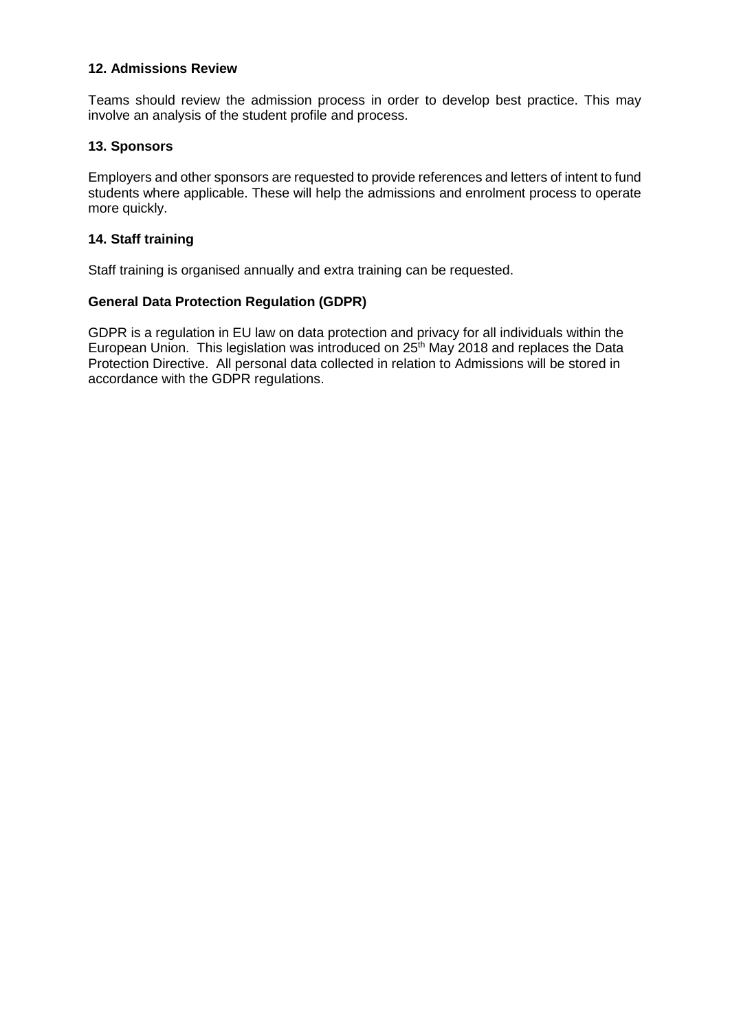## 12. Admissions Review

Teams should review the admission process in order to develop best practice. This may involve an analysis of the student profile and process.

## 13. Sponsors

Employers and other sponsors are requested to provide references and letters of intent to fund students where applicable. These will help the admissions and enrolment process to operate more quickly.

## 14. Staff training

Staff training is organised annually and extra training can be requested.

## General Data Protection Regulation (GDPR)

GDPR is a regulation in EU law on data protection and privacy for all individuals within the European Union. This legislation was introduced on 25th May 2018 and replaces the Data Protection Directive. All personal data collected in relation to Admissions will be stored in accordance with the GDPR regulations.